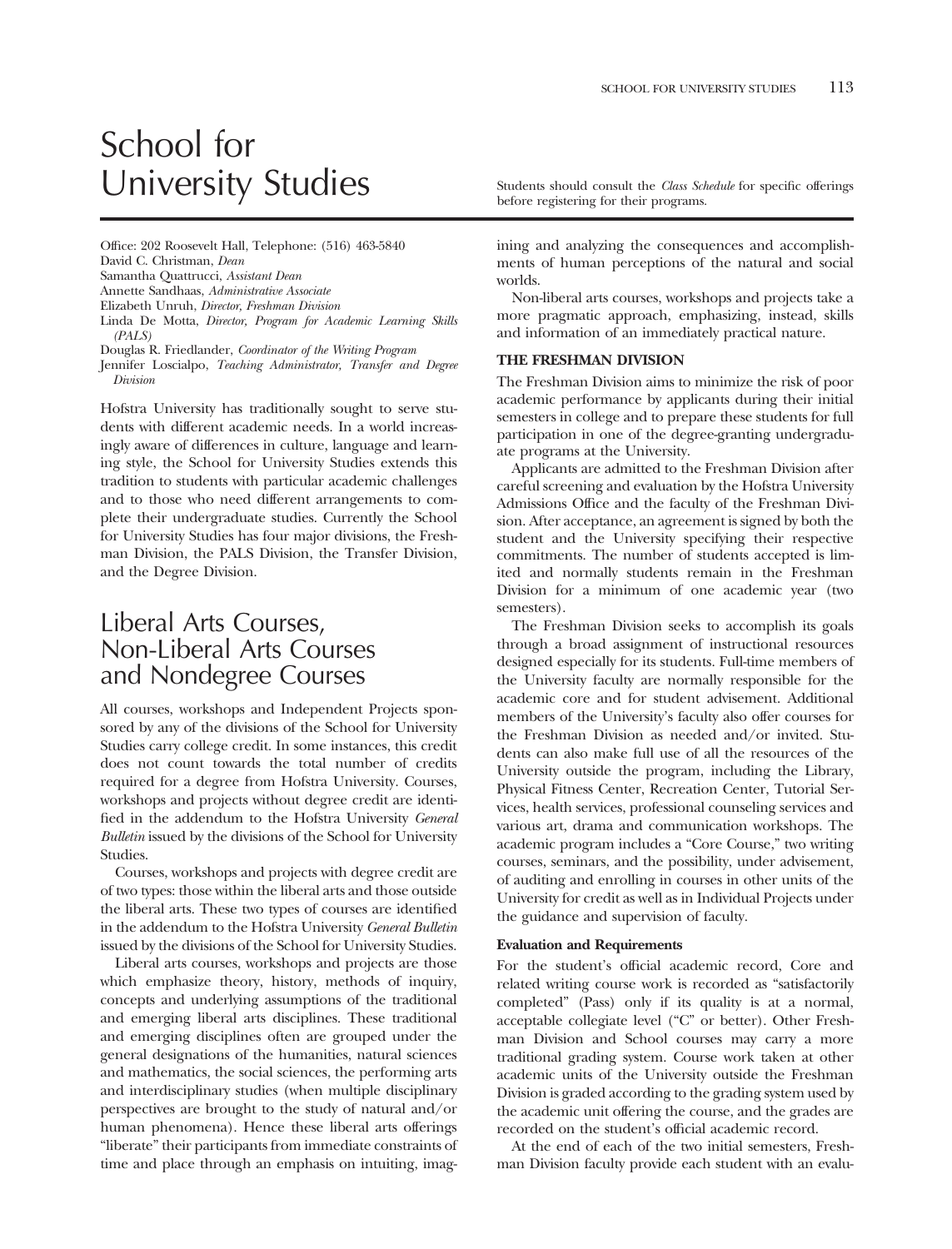# School for University Studies

Students should consult the *Class Schedule* for specific offerings before registering for their programs.

Office: 202 Roosevelt Hall, Telephone: (516) 463-5840
David C. Christman, *Dean*
Samantha Quattrucci, *Assistant Dean*
Annette Sandhaas, *Administrative Associate*
Elizabeth Unruh, *Director, Freshman Division*
Linda De Motta, *Director, Program for Academic Learning Skills (PALS)*
Douglas R. Friedlander, *Coordinator of the Writing Program*
Jennifer Loscialpo, *Teaching Administrator, Transfer and Degree Division*

Hofstra University has traditionally sought to serve students with different academic needs. In a world increasingly aware of differences in culture, language and learning style, the School for University Studies extends this tradition to students with particular academic challenges and to those who need different arrangements to complete their undergraduate studies. Currently the School for University Studies has four major divisions, the Freshman Division, the PALS Division, the Transfer Division, and the Degree Division.

## Liberal Arts Courses, Non-Liberal Arts Courses and Nondegree Courses

All courses, workshops and Independent Projects sponsored by any of the divisions of the School for University Studies carry college credit. In some instances, this credit does not count towards the total number of credits required for a degree from Hofstra University. Courses, workshops and projects without degree credit are identified in the addendum to the Hofstra University *General Bulletin* issued by the divisions of the School for University Studies.

Courses, workshops and projects with degree credit are of two types: those within the liberal arts and those outside the liberal arts. These two types of courses are identified in the addendum to the Hofstra University *General Bulletin* issued by the divisions of the School for University Studies.

Liberal arts courses, workshops and projects are those which emphasize theory, history, methods of inquiry, concepts and underlying assumptions of the traditional and emerging liberal arts disciplines. These traditional and emerging disciplines often are grouped under the general designations of the humanities, natural sciences and mathematics, the social sciences, the performing arts and interdisciplinary studies (when multiple disciplinary perspectives are brought to the study of natural and/or human phenomena). Hence these liberal arts offerings "liberate" their participants from immediate constraints of time and place through an emphasis on intuiting, imagining and analyzing the consequences and accomplishments of human perceptions of the natural and social worlds.

Non-liberal arts courses, workshops and projects take a more pragmatic approach, emphasizing, instead, skills and information of an immediately practical nature.

### THE FRESHMAN DIVISION

The Freshman Division aims to minimize the risk of poor academic performance by applicants during their initial semesters in college and to prepare these students for full participation in one of the degree-granting undergraduate programs at the University.

Applicants are admitted to the Freshman Division after careful screening and evaluation by the Hofstra University Admissions Office and the faculty of the Freshman Division. After acceptance, an agreement is signed by both the student and the University specifying their respective commitments. The number of students accepted is limited and normally students remain in the Freshman Division for a minimum of one academic year (two semesters).

The Freshman Division seeks to accomplish its goals through a broad assignment of instructional resources designed especially for its students. Full-time members of the University faculty are normally responsible for the academic core and for student advisement. Additional members of the University's faculty also offer courses for the Freshman Division as needed and/or invited. Students can also make full use of all the resources of the University outside the program, including the Library, Physical Fitness Center, Recreation Center, Tutorial Services, health services, professional counseling services and various art, drama and communication workshops. The academic program includes a "Core Course," two writing courses, seminars, and the possibility, under advisement, of auditing and enrolling in courses in other units of the University for credit as well as in Individual Projects under the guidance and supervision of faculty.

#### Evaluation and Requirements

For the student's official academic record, Core and related writing course work is recorded as "satisfactorily completed" (Pass) only if its quality is at a normal, acceptable collegiate level ("C" or better). Other Freshman Division and School courses may carry a more traditional grading system. Course work taken at other academic units of the University outside the Freshman Division is graded according to the grading system used by the academic unit offering the course, and the grades are recorded on the student's official academic record.

At the end of each of the two initial semesters, Freshman Division faculty provide each student with an evalu-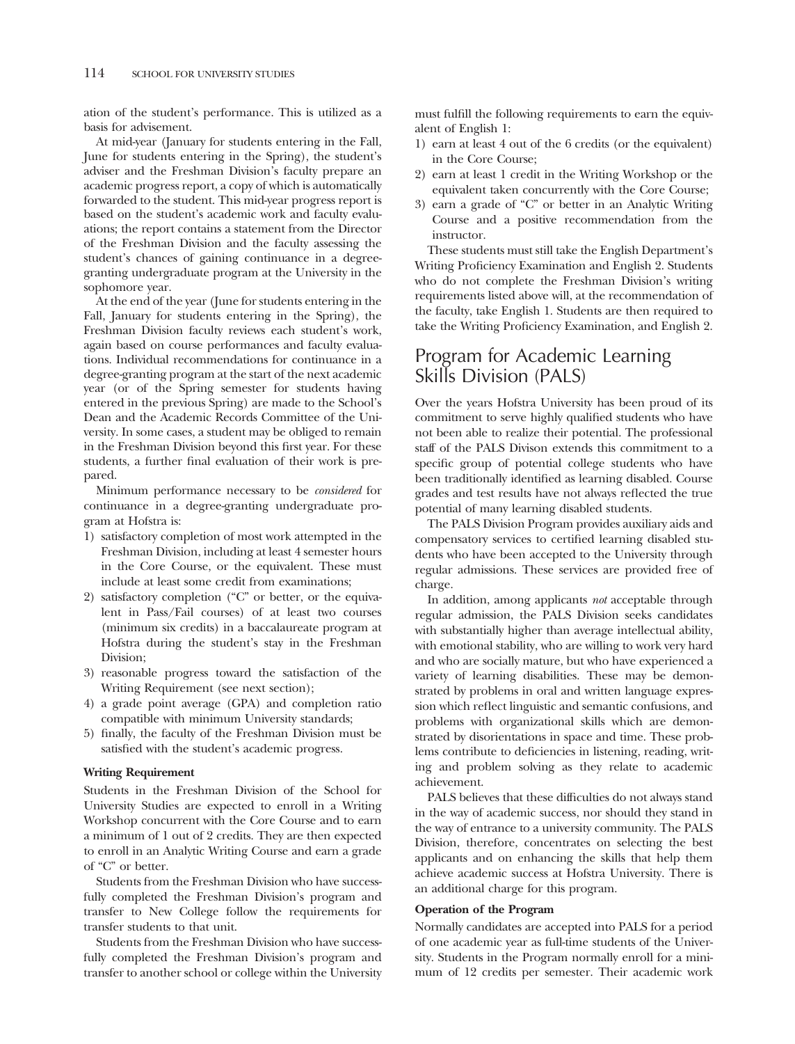ation of the student's performance. This is utilized as a basis for advisement.

At mid-year (January for students entering in the Fall, June for students entering in the Spring), the student's adviser and the Freshman Division's faculty prepare an academic progress report, a copy of which is automatically forwarded to the student. This mid-year progress report is based on the student's academic work and faculty evaluations; the report contains a statement from the Director of the Freshman Division and the faculty assessing the student's chances of gaining continuance in a degree-granting undergraduate program at the University in the sophomore year.

At the end of the year (June for students entering in the Fall, January for students entering in the Spring), the Freshman Division faculty reviews each student's work, again based on course performances and faculty evaluations. Individual recommendations for continuance in a degree-granting program at the start of the next academic year (or of the Spring semester for students having entered in the previous Spring) are made to the School's Dean and the Academic Records Committee of the University. In some cases, a student may be obliged to remain in the Freshman Division beyond this first year. For these students, a further final evaluation of their work is prepared.

Minimum performance necessary to be *considered* for continuance in a degree-granting undergraduate program at Hofstra is:

1) satisfactory completion of most work attempted in the Freshman Division, including at least 4 semester hours in the Core Course, or the equivalent. These must include at least some credit from examinations;
2) satisfactory completion ("C" or better, or the equivalent in Pass/Fail courses) of at least two courses (minimum six credits) in a baccalaureate program at Hofstra during the student's stay in the Freshman Division;
3) reasonable progress toward the satisfaction of the Writing Requirement (see next section);
4) a grade point average (GPA) and completion ratio compatible with minimum University standards;
5) finally, the faculty of the Freshman Division must be satisfied with the student's academic progress.

**Writing Requirement**

Students in the Freshman Division of the School for University Studies are expected to enroll in a Writing Workshop concurrent with the Core Course and to earn a minimum of 1 out of 2 credits. They are then expected to enroll in an Analytic Writing Course and earn a grade of "C" or better.

Students from the Freshman Division who have successfully completed the Freshman Division's program and transfer to New College follow the requirements for transfer students to that unit.

Students from the Freshman Division who have successfully completed the Freshman Division's program and transfer to another school or college within the University must fulfill the following requirements to earn the equivalent of English 1:

1) earn at least 4 out of the 6 credits (or the equivalent) in the Core Course;
2) earn at least 1 credit in the Writing Workshop or the equivalent taken concurrently with the Core Course;
3) earn a grade of "C" or better in an Analytic Writing Course and a positive recommendation from the instructor.

These students must still take the English Department's Writing Proficiency Examination and English 2. Students who do not complete the Freshman Division's writing requirements listed above will, at the recommendation of the faculty, take English 1. Students are then required to take the Writing Proficiency Examination, and English 2.

## Program for Academic Learning Skills Division (PALS)

Over the years Hofstra University has been proud of its commitment to serve highly qualified students who have not been able to realize their potential. The professional staff of the PALS Divison extends this commitment to a specific group of potential college students who have been traditionally identified as learning disabled. Course grades and test results have not always reflected the true potential of many learning disabled students.

The PALS Division Program provides auxiliary aids and compensatory services to certified learning disabled students who have been accepted to the University through regular admissions. These services are provided free of charge.

In addition, among applicants *not* acceptable through regular admission, the PALS Division seeks candidates with substantially higher than average intellectual ability, with emotional stability, who are willing to work very hard and who are socially mature, but who have experienced a variety of learning disabilities. These may be demonstrated by problems in oral and written language expression which reflect linguistic and semantic confusions, and problems with organizational skills which are demonstrated by disorientations in space and time. These problems contribute to deficiencies in listening, reading, writing and problem solving as they relate to academic achievement.

PALS believes that these difficulties do not always stand in the way of academic success, nor should they stand in the way of entrance to a university community. The PALS Division, therefore, concentrates on selecting the best applicants and on enhancing the skills that help them achieve academic success at Hofstra University. There is an additional charge for this program.

**Operation of the Program**

Normally candidates are accepted into PALS for a period of one academic year as full-time students of the University. Students in the Program normally enroll for a minimum of 12 credits per semester. Their academic work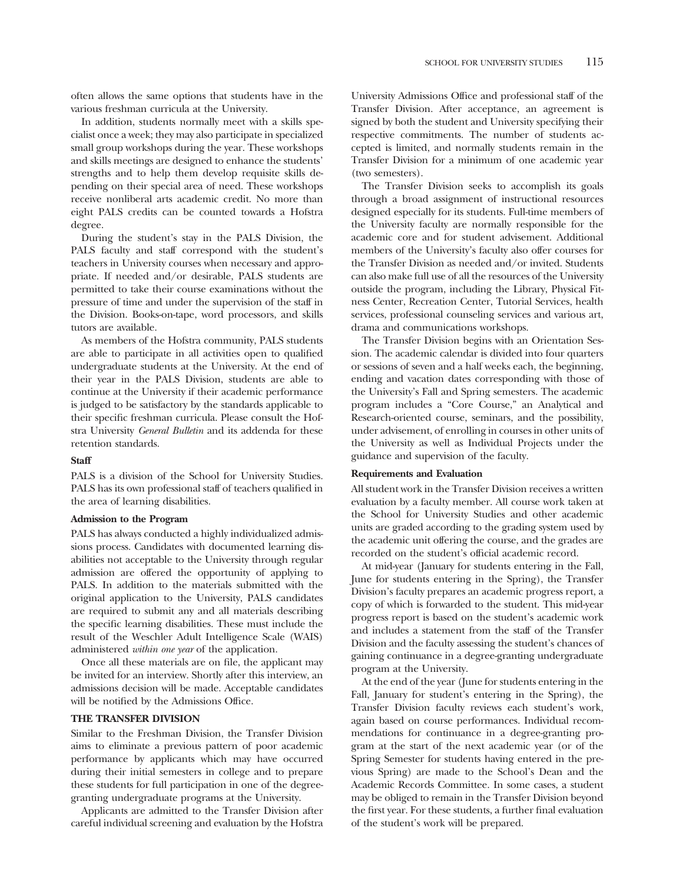often allows the same options that students have in the various freshman curricula at the University.

In addition, students normally meet with a skills specialist once a week; they may also participate in specialized small group workshops during the year. These workshops and skills meetings are designed to enhance the students' strengths and to help them develop requisite skills depending on their special area of need. These workshops receive nonliberal arts academic credit. No more than eight PALS credits can be counted towards a Hofstra degree.

During the student's stay in the PALS Division, the PALS faculty and staff correspond with the student's teachers in University courses when necessary and appropriate. If needed and/or desirable, PALS students are permitted to take their course examinations without the pressure of time and under the supervision of the staff in the Division. Books-on-tape, word processors, and skills tutors are available.

As members of the Hofstra community, PALS students are able to participate in all activities open to qualified undergraduate students at the University. At the end of their year in the PALS Division, students are able to continue at the University if their academic performance is judged to be satisfactory by the standards applicable to their specific freshman curricula. Please consult the Hofstra University *General Bulletin* and its addenda for these retention standards.

**Staff**

PALS is a division of the School for University Studies. PALS has its own professional staff of teachers qualified in the area of learning disabilities.

**Admission to the Program**

PALS has always conducted a highly individualized admissions process. Candidates with documented learning disabilities not acceptable to the University through regular admission are offered the opportunity of applying to PALS. In addition to the materials submitted with the original application to the University, PALS candidates are required to submit any and all materials describing the specific learning disabilities. These must include the result of the Weschler Adult Intelligence Scale (WAIS) administered *within one year* of the application.

Once all these materials are on file, the applicant may be invited for an interview. Shortly after this interview, an admissions decision will be made. Acceptable candidates will be notified by the Admissions Office.

## THE TRANSFER DIVISION

Similar to the Freshman Division, the Transfer Division aims to eliminate a previous pattern of poor academic performance by applicants which may have occurred during their initial semesters in college and to prepare these students for full participation in one of the degree-granting undergraduate programs at the University.

Applicants are admitted to the Transfer Division after careful individual screening and evaluation by the Hofstra University Admissions Office and professional staff of the Transfer Division. After acceptance, an agreement is signed by both the student and University specifying their respective commitments. The number of students accepted is limited, and normally students remain in the Transfer Division for a minimum of one academic year (two semesters).

The Transfer Division seeks to accomplish its goals through a broad assignment of instructional resources designed especially for its students. Full-time members of the University faculty are normally responsible for the academic core and for student advisement. Additional members of the University's faculty also offer courses for the Transfer Division as needed and/or invited. Students can also make full use of all the resources of the University outside the program, including the Library, Physical Fitness Center, Recreation Center, Tutorial Services, health services, professional counseling services and various art, drama and communications workshops.

The Transfer Division begins with an Orientation Session. The academic calendar is divided into four quarters or sessions of seven and a half weeks each, the beginning, ending and vacation dates corresponding with those of the University's Fall and Spring semesters. The academic program includes a "Core Course," an Analytical and Research-oriented course, seminars, and the possibility, under advisement, of enrolling in courses in other units of the University as well as Individual Projects under the guidance and supervision of the faculty.

**Requirements and Evaluation**

All student work in the Transfer Division receives a written evaluation by a faculty member. All course work taken at the School for University Studies and other academic units are graded according to the grading system used by the academic unit offering the course, and the grades are recorded on the student's official academic record.

At mid-year (January for students entering in the Fall, June for students entering in the Spring), the Transfer Division's faculty prepares an academic progress report, a copy of which is forwarded to the student. This mid-year progress report is based on the student's academic work and includes a statement from the staff of the Transfer Division and the faculty assessing the student's chances of gaining continuance in a degree-granting undergraduate program at the University.

At the end of the year (June for students entering in the Fall, January for student's entering in the Spring), the Transfer Division faculty reviews each student's work, again based on course performances. Individual recommendations for continuance in a degree-granting program at the start of the next academic year (or of the Spring Semester for students having entered in the previous Spring) are made to the School's Dean and the Academic Records Committee. In some cases, a student may be obliged to remain in the Transfer Division beyond the first year. For these students, a further final evaluation of the student's work will be prepared.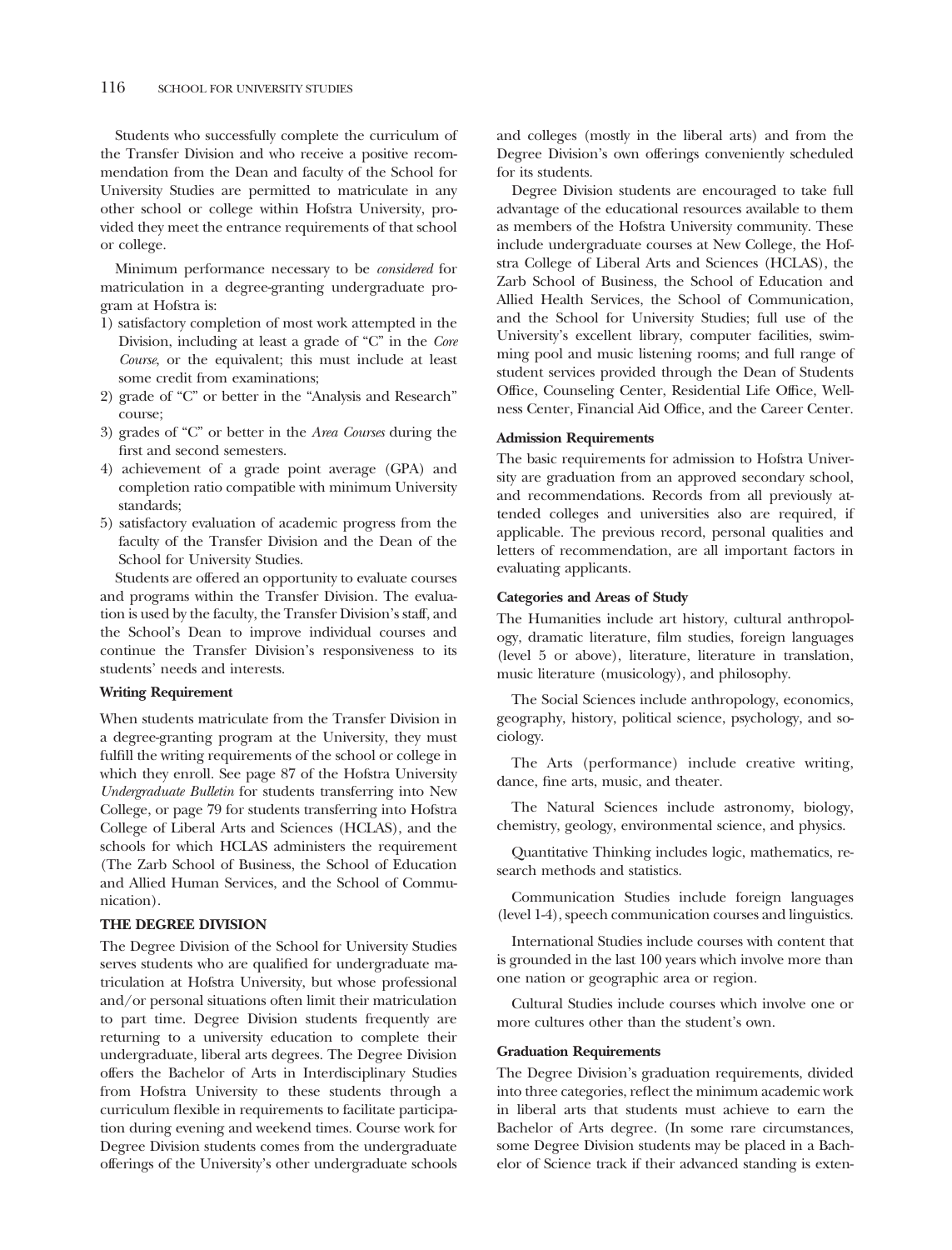Students who successfully complete the curriculum of the Transfer Division and who receive a positive recommendation from the Dean and faculty of the School for University Studies are permitted to matriculate in any other school or college within Hofstra University, provided they meet the entrance requirements of that school or college.

Minimum performance necessary to be *considered* for matriculation in a degree-granting undergraduate program at Hofstra is:

1) satisfactory completion of most work attempted in the Division, including at least a grade of "C" in the *Core Course*, or the equivalent; this must include at least some credit from examinations;
2) grade of "C" or better in the "Analysis and Research" course;
3) grades of "C" or better in the *Area Courses* during the first and second semesters.
4) achievement of a grade point average (GPA) and completion ratio compatible with minimum University standards;
5) satisfactory evaluation of academic progress from the faculty of the Transfer Division and the Dean of the School for University Studies.

Students are offered an opportunity to evaluate courses and programs within the Transfer Division. The evaluation is used by the faculty, the Transfer Division's staff, and the School's Dean to improve individual courses and continue the Transfer Division's responsiveness to its students' needs and interests.

**Writing Requirement**

When students matriculate from the Transfer Division in a degree-granting program at the University, they must fulfill the writing requirements of the school or college in which they enroll. See page 87 of the Hofstra University *Undergraduate Bulletin* for students transferring into New College, or page 79 for students transferring into Hofstra College of Liberal Arts and Sciences (HCLAS), and the schools for which HCLAS administers the requirement (The Zarb School of Business, the School of Education and Allied Human Services, and the School of Communication).

## THE DEGREE DIVISION

The Degree Division of the School for University Studies serves students who are qualified for undergraduate matriculation at Hofstra University, but whose professional and/or personal situations often limit their matriculation to part time. Degree Division students frequently are returning to a university education to complete their undergraduate, liberal arts degrees. The Degree Division offers the Bachelor of Arts in Interdisciplinary Studies from Hofstra University to these students through a curriculum flexible in requirements to facilitate participation during evening and weekend times. Course work for Degree Division students comes from the undergraduate offerings of the University's other undergraduate schools and colleges (mostly in the liberal arts) and from the Degree Division's own offerings conveniently scheduled for its students.

Degree Division students are encouraged to take full advantage of the educational resources available to them as members of the Hofstra University community. These include undergraduate courses at New College, the Hofstra College of Liberal Arts and Sciences (HCLAS), the Zarb School of Business, the School of Education and Allied Health Services, the School of Communication, and the School for University Studies; full use of the University's excellent library, computer facilities, swimming pool and music listening rooms; and full range of student services provided through the Dean of Students Office, Counseling Center, Residential Life Office, Wellness Center, Financial Aid Office, and the Career Center.

**Admission Requirements**

The basic requirements for admission to Hofstra University are graduation from an approved secondary school, and recommendations. Records from all previously attended colleges and universities also are required, if applicable. The previous record, personal qualities and letters of recommendation, are all important factors in evaluating applicants.

**Categories and Areas of Study**

The Humanities include art history, cultural anthropology, dramatic literature, film studies, foreign languages (level 5 or above), literature, literature in translation, music literature (musicology), and philosophy.

The Social Sciences include anthropology, economics, geography, history, political science, psychology, and sociology.

The Arts (performance) include creative writing, dance, fine arts, music, and theater.

The Natural Sciences include astronomy, biology, chemistry, geology, environmental science, and physics.

Quantitative Thinking includes logic, mathematics, research methods and statistics.

Communication Studies include foreign languages (level 1-4), speech communication courses and linguistics.

International Studies include courses with content that is grounded in the last 100 years which involve more than one nation or geographic area or region.

Cultural Studies include courses which involve one or more cultures other than the student's own.

**Graduation Requirements**

The Degree Division's graduation requirements, divided into three categories, reflect the minimum academic work in liberal arts that students must achieve to earn the Bachelor of Arts degree. (In some rare circumstances, some Degree Division students may be placed in a Bachelor of Science track if their advanced standing is exten-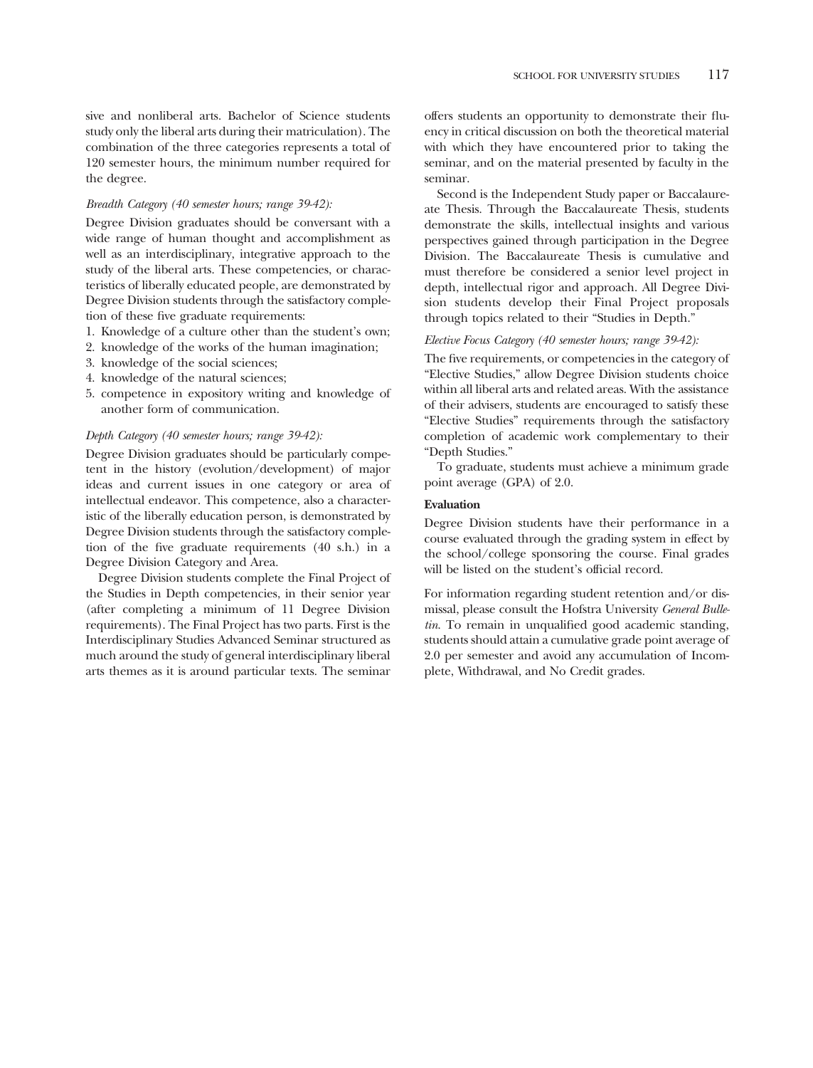sive and nonliberal arts. Bachelor of Science students study only the liberal arts during their matriculation). The combination of the three categories represents a total of 120 semester hours, the minimum number required for the degree.

*Breadth Category (40 semester hours; range 39-42):*

Degree Division graduates should be conversant with a wide range of human thought and accomplishment as well as an interdisciplinary, integrative approach to the study of the liberal arts. These competencies, or characteristics of liberally educated people, are demonstrated by Degree Division students through the satisfactory completion of these five graduate requirements:

1. Knowledge of a culture other than the student's own;
2. knowledge of the works of the human imagination;
3. knowledge of the social sciences;
4. knowledge of the natural sciences;
5. competence in expository writing and knowledge of another form of communication.

*Depth Category (40 semester hours; range 39-42):*

Degree Division graduates should be particularly competent in the history (evolution/development) of major ideas and current issues in one category or area of intellectual endeavor. This competence, also a characteristic of the liberally education person, is demonstrated by Degree Division students through the satisfactory completion of the five graduate requirements (40 s.h.) in a Degree Division Category and Area.

Degree Division students complete the Final Project of the Studies in Depth competencies, in their senior year (after completing a minimum of 11 Degree Division requirements). The Final Project has two parts. First is the Interdisciplinary Studies Advanced Seminar structured as much around the study of general interdisciplinary liberal arts themes as it is around particular texts. The seminar offers students an opportunity to demonstrate their fluency in critical discussion on both the theoretical material with which they have encountered prior to taking the seminar, and on the material presented by faculty in the seminar.

Second is the Independent Study paper or Baccalaureate Thesis. Through the Baccalaureate Thesis, students demonstrate the skills, intellectual insights and various perspectives gained through participation in the Degree Division. The Baccalaureate Thesis is cumulative and must therefore be considered a senior level project in depth, intellectual rigor and approach. All Degree Division students develop their Final Project proposals through topics related to their "Studies in Depth."

*Elective Focus Category (40 semester hours; range 39-42):*

The five requirements, or competencies in the category of "Elective Studies," allow Degree Division students choice within all liberal arts and related areas. With the assistance of their advisers, students are encouraged to satisfy these "Elective Studies" requirements through the satisfactory completion of academic work complementary to their "Depth Studies."

To graduate, students must achieve a minimum grade point average (GPA) of 2.0.

**Evaluation**

Degree Division students have their performance in a course evaluated through the grading system in effect by the school/college sponsoring the course. Final grades will be listed on the student's official record.

For information regarding student retention and/or dismissal, please consult the Hofstra University *General Bulletin*. To remain in unqualified good academic standing, students should attain a cumulative grade point average of 2.0 per semester and avoid any accumulation of Incomplete, Withdrawal, and No Credit grades.